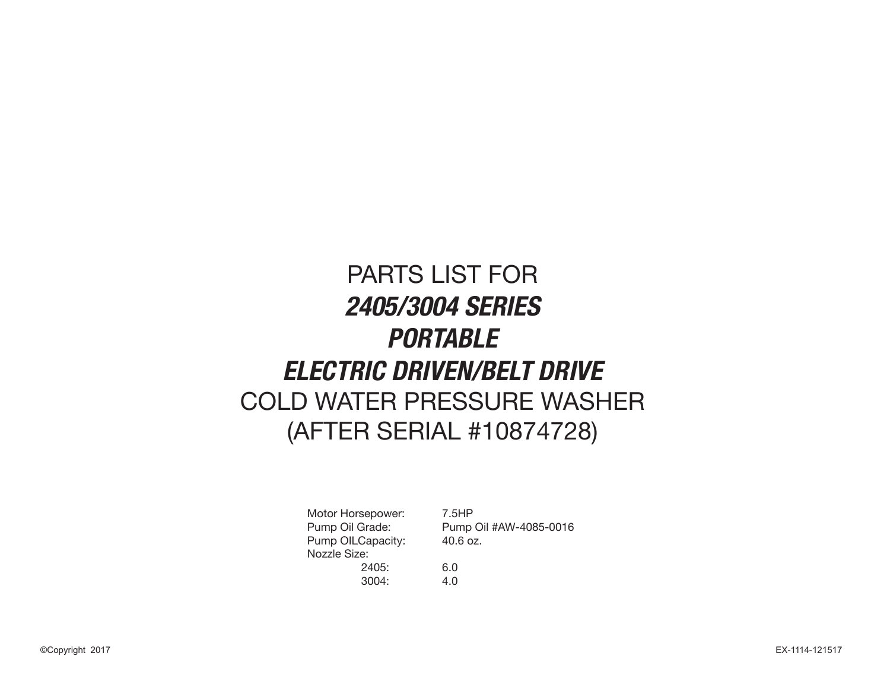# PARTS LIST FOR
# *2405/3004 SERIES*
# *PORTABLE*
# *ELECTRIC DRIVEN/BELT DRIVE*
# COLD WATER PRESSURE WASHER
# (AFTER SERIAL #10874728)

| | |
|---|---|
| Motor Horsepower: | 7.5HP |
| Pump Oil Grade: | Pump Oil #AW-4085-0016 |
| Pump OILCapacity: | 40.6 oz. |
| Nozzle Size: | |
| 2405: | 6.0 |
| 3004: | 4.0 |

©Copyright 2017

EX-1114-121517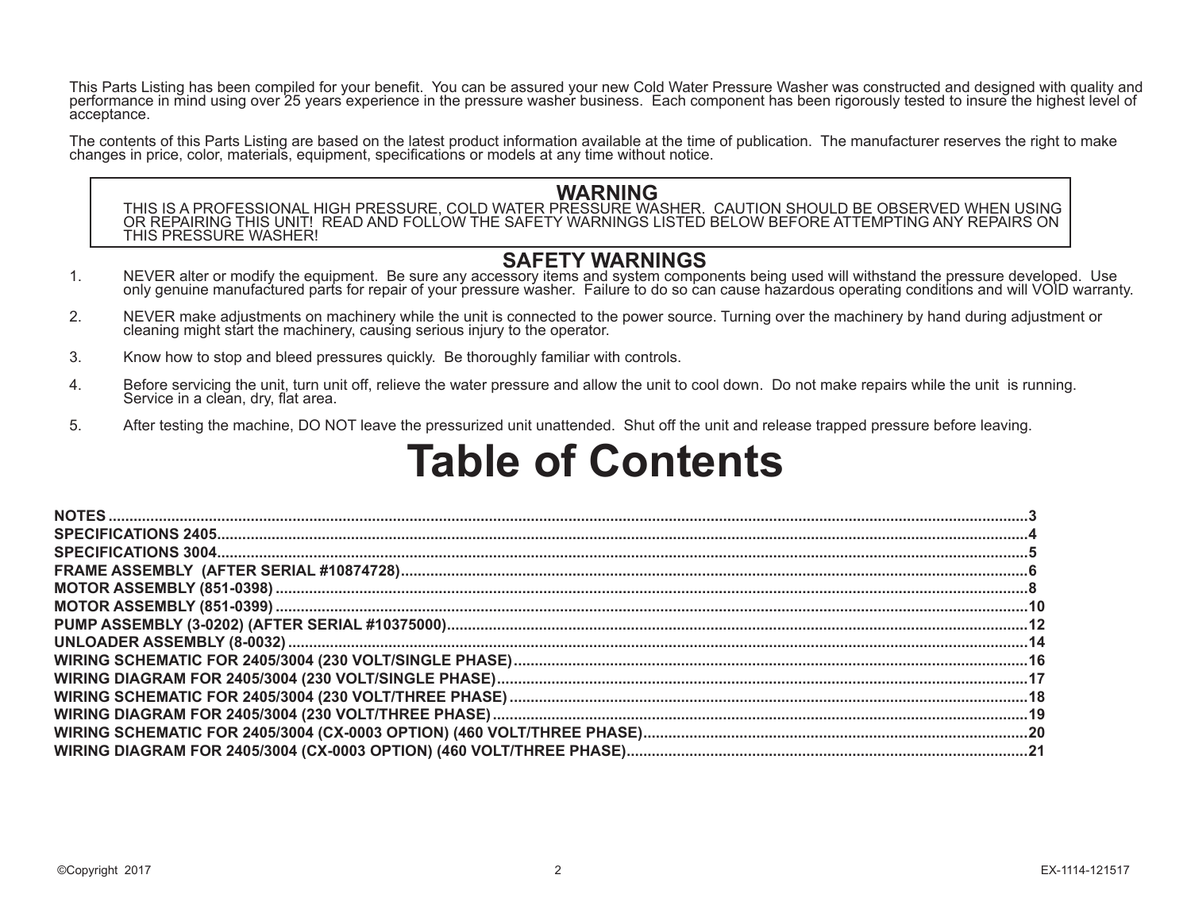This Parts Listing has been compiled for your benefit. You can be assured your new Cold Water Pressure Washer was constructed and designed with quality and performance in mind using over 25 years experience in the pressure washer business. Each component has been rigorously tested to insure the highest level of acceptance.

The contents of this Parts Listing are based on the latest product information available at the time of publication. The manufacturer reserves the right to make changes in price, color, materials, equipment, specifications or models at any time without notice.

## WARNING

THIS IS A PROFESSIONAL HIGH PRESSURE, COLD WATER PRESSURE WASHER. CAUTION SHOULD BE OBSERVED WHEN USING OR REPAIRING THIS UNIT! READ AND FOLLOW THE SAFETY WARNINGS LISTED BELOW BEFORE ATTEMPTING ANY REPAIRS ON THIS PRESSURE WASHER!

## SAFETY WARNINGS

1. NEVER alter or modify the equipment. Be sure any accessory items and system components being used will withstand the pressure developed. Use only genuine manufactured parts for repair of your pressure washer. Failure to do so can cause hazardous operating conditions and will VOID warranty.

2. NEVER make adjustments on machinery while the unit is connected to the power source. Turning over the machinery by hand during adjustment or cleaning might start the machinery, causing serious injury to the operator.

3. Know how to stop and bleed pressures quickly. Be thoroughly familiar with controls.

4. Before servicing the unit, turn unit off, relieve the water pressure and allow the unit to cool down. Do not make repairs while the unit is running. Service in a clean, dry, flat area.

5. After testing the machine, DO NOT leave the pressurized unit unattended. Shut off the unit and release trapped pressure before leaving.

# Table of Contents

**NOTES** .......... 3
**SPECIFICATIONS 2405** .......... 4
**SPECIFICATIONS 3004** .......... 5
**FRAME ASSEMBLY (AFTER SERIAL #10874728)** .......... 6
**MOTOR ASSEMBLY (851-0398)** .......... 8
**MOTOR ASSEMBLY (851-0399)** .......... 10
**PUMP ASSEMBLY (3-0202) (AFTER SERIAL #10375000)** .......... 12
**UNLOADER ASSEMBLY (8-0032)** .......... 14
**WIRING SCHEMATIC FOR 2405/3004 (230 VOLT/SINGLE PHASE)** .......... 16
**WIRING DIAGRAM FOR 2405/3004 (230 VOLT/SINGLE PHASE)** .......... 17
**WIRING SCHEMATIC FOR 2405/3004 (230 VOLT/THREE PHASE)** .......... 18
**WIRING DIAGRAM FOR 2405/3004 (230 VOLT/THREE PHASE)** .......... 19
**WIRING SCHEMATIC FOR 2405/3004 (CX-0003 OPTION) (460 VOLT/THREE PHASE)** .......... 20
**WIRING DIAGRAM FOR 2405/3004 (CX-0003 OPTION) (460 VOLT/THREE PHASE)** .......... 21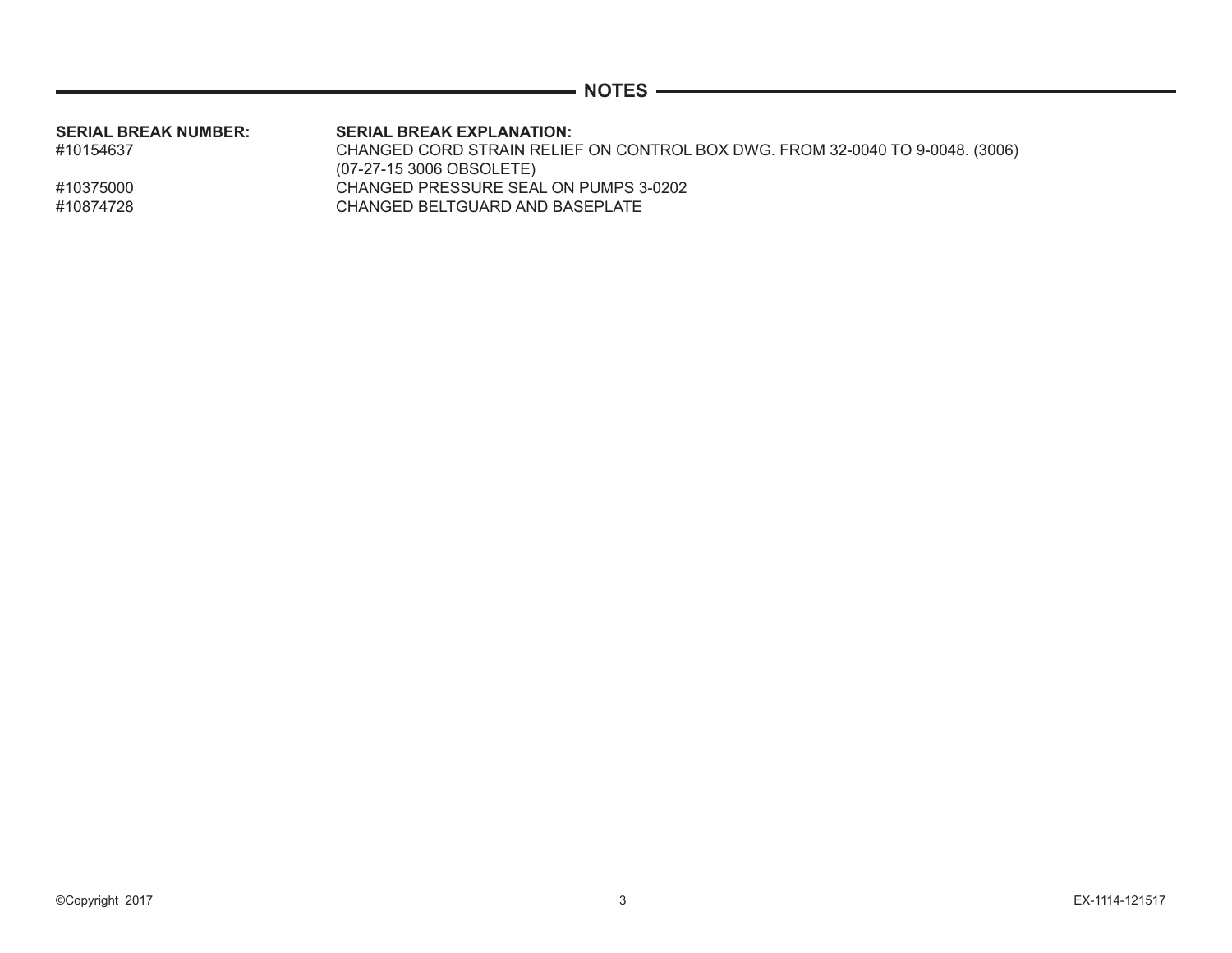## NOTES

| SERIAL BREAK NUMBER: | SERIAL BREAK EXPLANATION: |
|---|---|
| #10154637 | CHANGED CORD STRAIN RELIEF ON CONTROL BOX DWG. FROM 32-0040 TO 9-0048. (3006) (07-27-15 3006 OBSOLETE) |
| #10375000 | CHANGED PRESSURE SEAL ON PUMPS 3-0202 |
| #10874728 | CHANGED BELTGUARD AND BASEPLATE |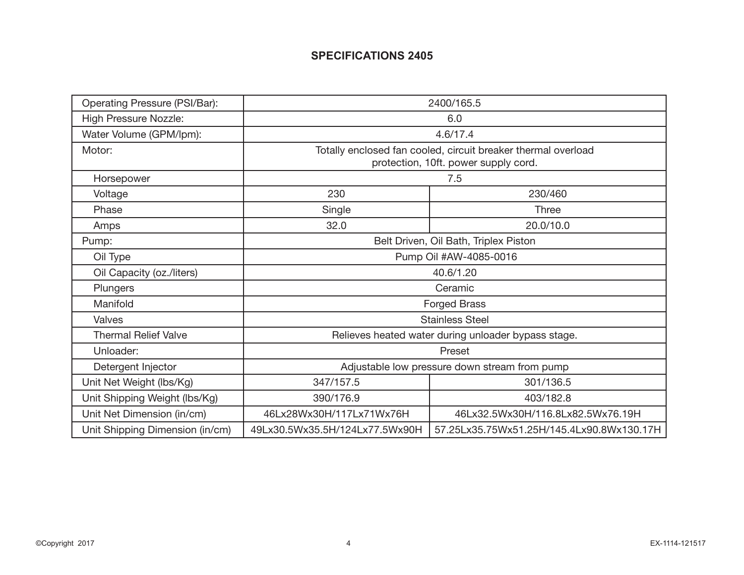## SPECIFICATIONS 2405

| | | |
|---|---|---|
| Operating Pressure (PSI/Bar): | 2400/165.5 | |
| High Pressure Nozzle: | 6.0 | |
| Water Volume (GPM/lpm): | 4.6/17.4 | |
| Motor: | Totally enclosed fan cooled, circuit breaker thermal overload protection, 10ft. power supply cord. | |
| Horsepower | 7.5 | |
| Voltage | 230 | 230/460 |
| Phase | Single | Three |
| Amps | 32.0 | 20.0/10.0 |
| Pump: | Belt Driven, Oil Bath, Triplex Piston | |
| Oil Type | Pump Oil #AW-4085-0016 | |
| Oil Capacity (oz./liters) | 40.6/1.20 | |
| Plungers | Ceramic | |
| Manifold | Forged Brass | |
| Valves | Stainless Steel | |
| Thermal Relief Valve | Relieves heated water during unloader bypass stage. | |
| Unloader: | Preset | |
| Detergent Injector | Adjustable low pressure down stream from pump | |
| Unit Net Weight (lbs/Kg) | 347/157.5 | 301/136.5 |
| Unit Shipping Weight (lbs/Kg) | 390/176.9 | 403/182.8 |
| Unit Net Dimension (in/cm) | 46Lx28Wx30H/117Lx71Wx76H | 46Lx32.5Wx30H/116.8Lx82.5Wx76.19H |
| Unit Shipping Dimension (in/cm) | 49Lx30.5Wx35.5H/124Lx77.5Wx90H | 57.25Lx35.75Wx51.25H/145.4Lx90.8Wx130.17H |

©Copyright 2017

EX-1114-121517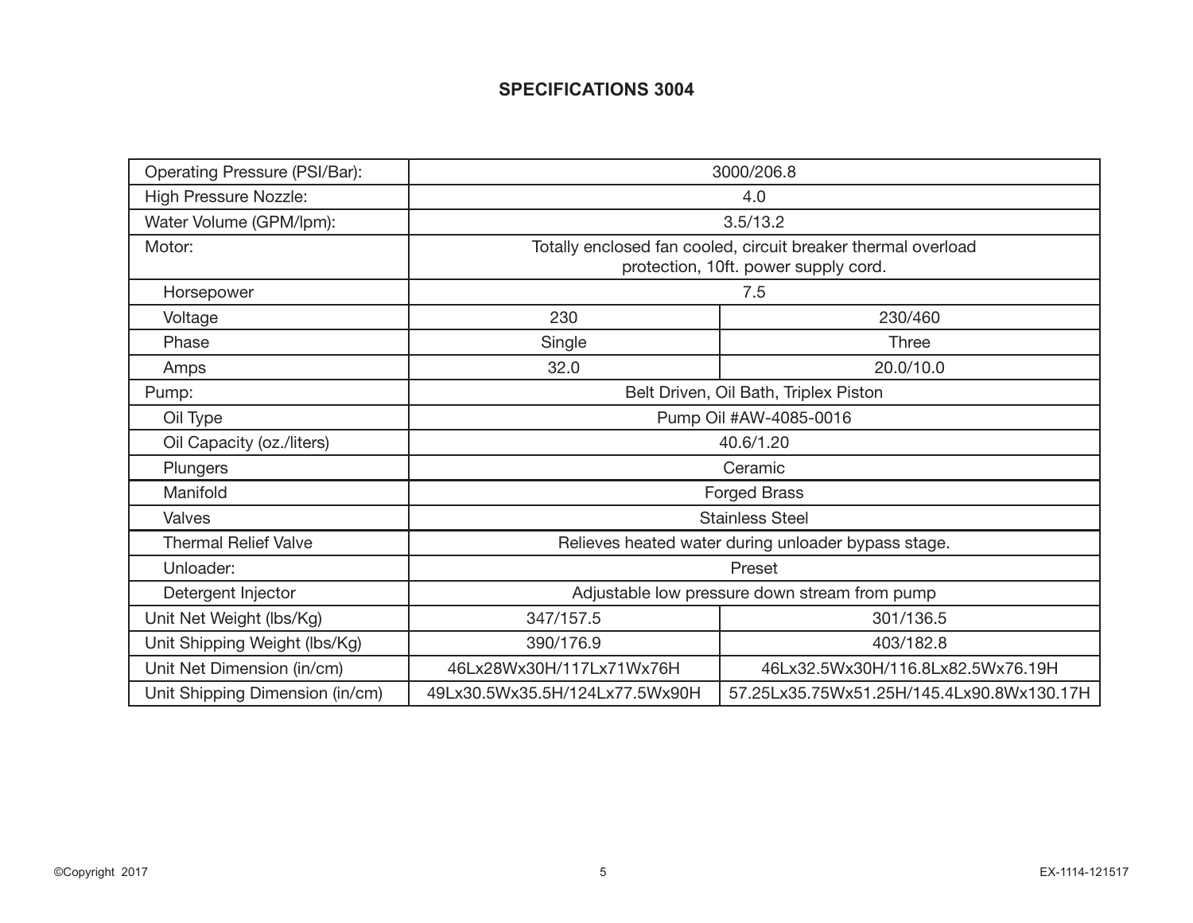**SPECIFICATIONS 3004**

| | | |
|---|---|---|
| Operating Pressure (PSI/Bar): | 3000/206.8 | |
| High Pressure Nozzle: | 4.0 | |
| Water Volume (GPM/lpm): | 3.5/13.2 | |
| Motor: | Totally enclosed fan cooled, circuit breaker thermal overload protection, 10ft. power supply cord. | |
| Horsepower | 7.5 | |
| Voltage | 230 | 230/460 |
| Phase | Single | Three |
| Amps | 32.0 | 20.0/10.0 |
| Pump: | Belt Driven, Oil Bath, Triplex Piston | |
| Oil Type | Pump Oil #AW-4085-0016 | |
| Oil Capacity (oz./liters) | 40.6/1.20 | |
| Plungers | Ceramic | |
| Manifold | Forged Brass | |
| Valves | Stainless Steel | |
| Thermal Relief Valve | Relieves heated water during unloader bypass stage. | |
| Unloader: | Preset | |
| Detergent Injector | Adjustable low pressure down stream from pump | |
| Unit Net Weight (lbs/Kg) | 347/157.5 | 301/136.5 |
| Unit Shipping Weight (lbs/Kg) | 390/176.9 | 403/182.8 |
| Unit Net Dimension (in/cm) | 46Lx28Wx30H/117Lx71Wx76H | 46Lx32.5Wx30H/116.8Lx82.5Wx76.19H |
| Unit Shipping Dimension (in/cm) | 49Lx30.5Wx35.5H/124Lx77.5Wx90H | 57.25Lx35.75Wx51.25H/145.4Lx90.8Wx130.17H |

©Copyright 2017 EX-1114-121517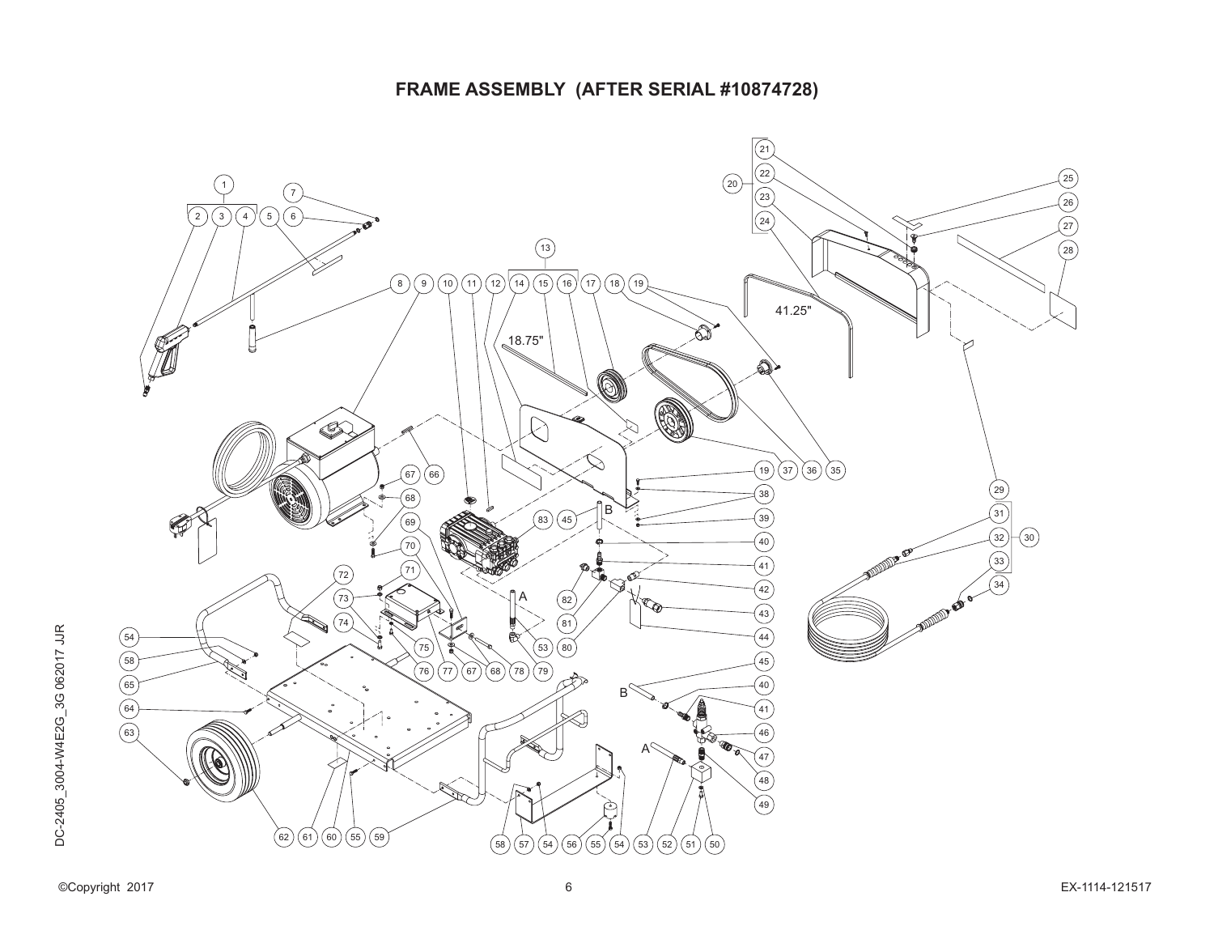# FRAME ASSEMBLY (AFTER SERIAL #10874728)

18.75"

41.25"

DC-2405_3004-W4E2G_3G 062017 JJR

©Copyright 2017

EX-1114-121517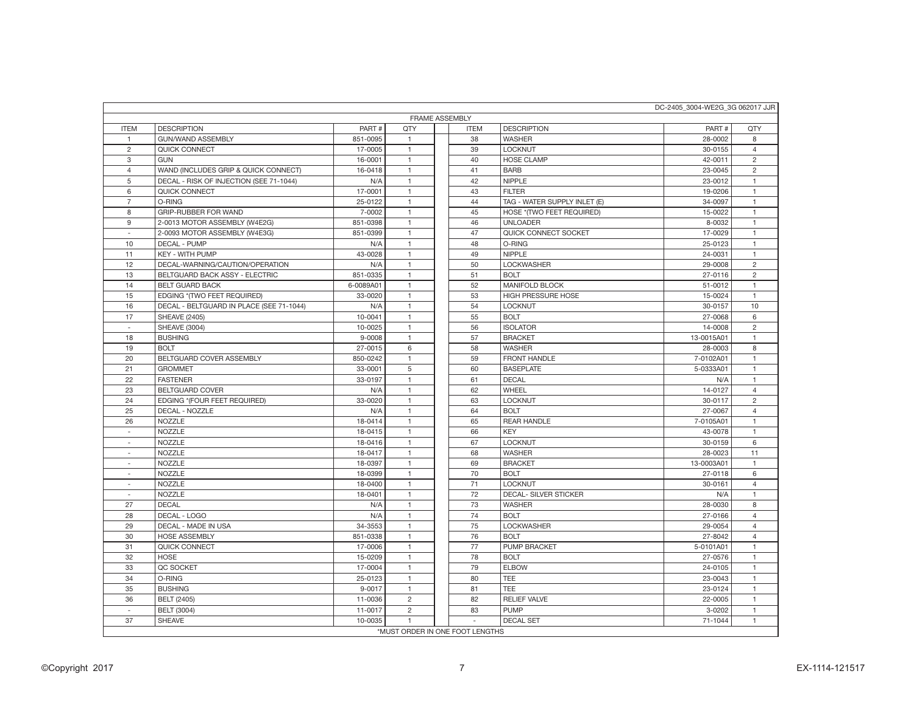DC-2405_3004-WE2G_3G 062017 JJR

## FRAME ASSEMBLY

| ITEM | DESCRIPTION | PART # | QTY | ITEM | DESCRIPTION | PART # | QTY |
|---|---|---|---|---|---|---|---|
| 1 | GUN/WAND ASSEMBLY | 851-0095 | 1 | 38 | WASHER | 28-0002 | 8 |
| 2 | QUICK CONNECT | 17-0005 | 1 | 39 | LOCKNUT | 30-0155 | 4 |
| 3 | GUN | 16-0001 | 1 | 40 | HOSE CLAMP | 42-0011 | 2 |
| 4 | WAND (INCLUDES GRIP & QUICK CONNECT) | 16-0418 | 1 | 41 | BARB | 23-0045 | 2 |
| 5 | DECAL - RISK OF INJECTION (SEE 71-1044) | N/A | 1 | 42 | NIPPLE | 23-0012 | 1 |
| 6 | QUICK CONNECT | 17-0001 | 1 | 43 | FILTER | 19-0206 | 1 |
| 7 | O-RING | 25-0122 | 1 | 44 | TAG - WATER SUPPLY INLET (E) | 34-0097 | 1 |
| 8 | GRIP-RUBBER FOR WAND | 7-0002 | 1 | 45 | HOSE *(TWO FEET REQUIRED) | 15-0022 | 1 |
| 9 | 2-0013 MOTOR ASSEMBLY (W4E2G) | 851-0398 | 1 | 46 | UNLOADER | 8-0032 | 1 |
| - | 2-0093 MOTOR ASSEMBLY (W4E3G) | 851-0399 | 1 | 47 | QUICK CONNECT SOCKET | 17-0029 | 1 |
| 10 | DECAL - PUMP | N/A | 1 | 48 | O-RING | 25-0123 | 1 |
| 11 | KEY - WITH PUMP | 43-0028 | 1 | 49 | NIPPLE | 24-0031 | 1 |
| 12 | DECAL-WARNING/CAUTION/OPERATION | N/A | 1 | 50 | LOCKWASHER | 29-0008 | 2 |
| 13 | BELTGUARD BACK ASSY - ELECTRIC | 851-0335 | 1 | 51 | BOLT | 27-0116 | 2 |
| 14 | BELT GUARD BACK | 6-0089A01 | 1 | 52 | MANIFOLD BLOCK | 51-0012 | 1 |
| 15 | EDGING *(TWO FEET REQUIRED) | 33-0020 | 1 | 53 | HIGH PRESSURE HOSE | 15-0024 | 1 |
| 16 | DECAL - BELTGUARD IN PLACE (SEE 71-1044) | N/A | 1 | 54 | LOCKNUT | 30-0157 | 10 |
| 17 | SHEAVE (2405) | 10-0041 | 1 | 55 | BOLT | 27-0068 | 6 |
| - | SHEAVE (3004) | 10-0025 | 1 | 56 | ISOLATOR | 14-0008 | 2 |
| 18 | BUSHING | 9-0008 | 1 | 57 | BRACKET | 13-0015A01 | 1 |
| 19 | BOLT | 27-0015 | 6 | 58 | WASHER | 28-0003 | 8 |
| 20 | BELTGUARD COVER ASSEMBLY | 850-0242 | 1 | 59 | FRONT HANDLE | 7-0102A01 | 1 |
| 21 | GROMMET | 33-0001 | 5 | 60 | BASEPLATE | 5-0333A01 | 1 |
| 22 | FASTENER | 33-0197 | 1 | 61 | DECAL | N/A | 1 |
| 23 | BELTGUARD COVER | N/A | 1 | 62 | WHEEL | 14-0127 | 4 |
| 24 | EDGING *(FOUR FEET REQUIRED) | 33-0020 | 1 | 63 | LOCKNUT | 30-0117 | 2 |
| 25 | DECAL - NOZZLE | N/A | 1 | 64 | BOLT | 27-0067 | 4 |
| 26 | NOZZLE | 18-0414 | 1 | 65 | REAR HANDLE | 7-0105A01 | 1 |
| - | NOZZLE | 18-0415 | 1 | 66 | KEY | 43-0078 | 1 |
| - | NOZZLE | 18-0416 | 1 | 67 | LOCKNUT | 30-0159 | 6 |
| - | NOZZLE | 18-0417 | 1 | 68 | WASHER | 28-0023 | 11 |
| - | NOZZLE | 18-0397 | 1 | 69 | BRACKET | 13-0003A01 | 1 |
| - | NOZZLE | 18-0399 | 1 | 70 | BOLT | 27-0118 | 6 |
| - | NOZZLE | 18-0400 | 1 | 71 | LOCKNUT | 30-0161 | 4 |
| - | NOZZLE | 18-0401 | 1 | 72 | DECAL- SILVER STICKER | N/A | 1 |
| 27 | DECAL | N/A | 1 | 73 | WASHER | 28-0030 | 8 |
| 28 | DECAL - LOGO | N/A | 1 | 74 | BOLT | 27-0166 | 4 |
| 29 | DECAL - MADE IN USA | 34-3553 | 1 | 75 | LOCKWASHER | 29-0054 | 4 |
| 30 | HOSE ASSEMBLY | 851-0338 | 1 | 76 | BOLT | 27-8042 | 4 |
| 31 | QUICK CONNECT | 17-0006 | 1 | 77 | PUMP BRACKET | 5-0101A01 | 1 |
| 32 | HOSE | 15-0209 | 1 | 78 | BOLT | 27-0576 | 1 |
| 33 | QC SOCKET | 17-0004 | 1 | 79 | ELBOW | 24-0105 | 1 |
| 34 | O-RING | 25-0123 | 1 | 80 | TEE | 23-0043 | 1 |
| 35 | BUSHING | 9-0017 | 1 | 81 | TEE | 23-0124 | 1 |
| 36 | BELT (2405) | 11-0036 | 2 | 82 | RELIEF VALVE | 22-0005 | 1 |
| - | BELT (3004) | 11-0017 | 2 | 83 | PUMP | 3-0202 | 1 |
| 37 | SHEAVE | 10-0035 | 1 | - | DECAL SET | 71-1044 | 1 |

*MUST ORDER IN ONE FOOT LENGTHS

©Copyright 2017

EX-1114-121517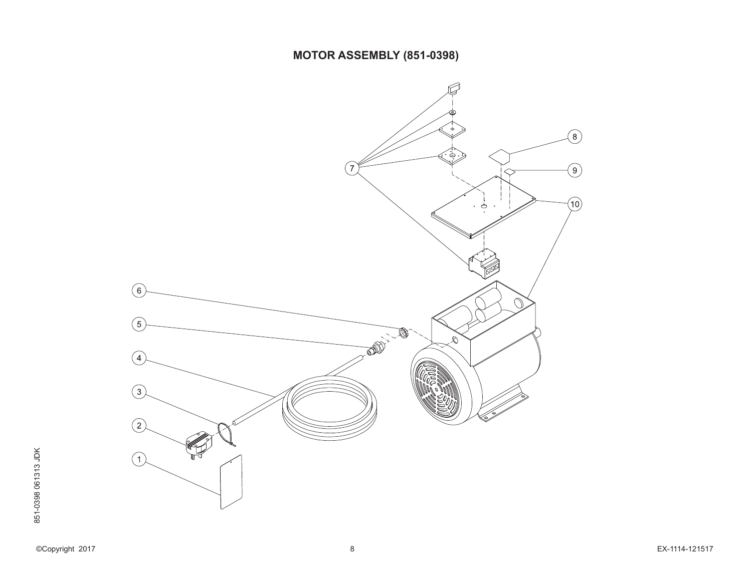# MOTOR ASSEMBLY (851-0398)

7

8

9

10

6

5

4

3

2

1

851-0398 061313 JDK

©Copyright 2017

EX-1114-121517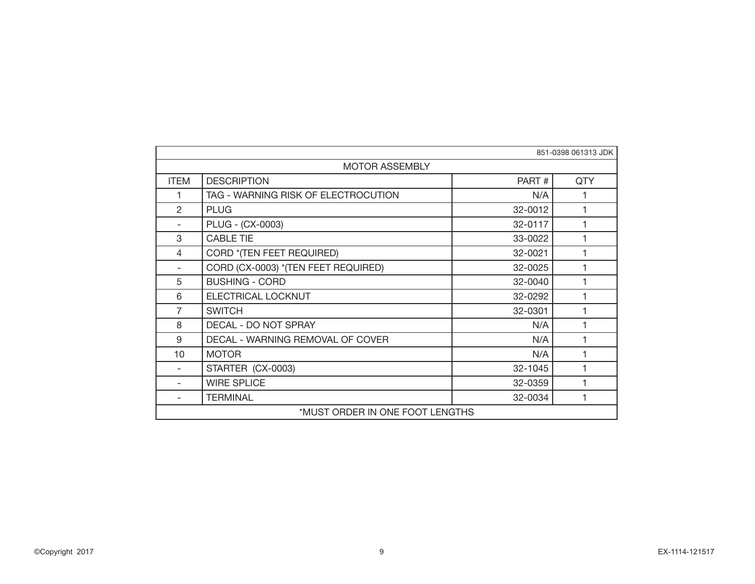851-0398 061313 JDK

## MOTOR ASSEMBLY

| ITEM | DESCRIPTION | PART # | QTY |
|---|---|---|---|
| 1 | TAG - WARNING RISK OF ELECTROCUTION | N/A | 1 |
| 2 | PLUG | 32-0012 | 1 |
| - | PLUG - (CX-0003) | 32-0117 | 1 |
| 3 | CABLE TIE | 33-0022 | 1 |
| 4 | CORD *(TEN FEET REQUIRED) | 32-0021 | 1 |
| - | CORD (CX-0003) *(TEN FEET REQUIRED) | 32-0025 | 1 |
| 5 | BUSHING - CORD | 32-0040 | 1 |
| 6 | ELECTRICAL LOCKNUT | 32-0292 | 1 |
| 7 | SWITCH | 32-0301 | 1 |
| 8 | DECAL - DO NOT SPRAY | N/A | 1 |
| 9 | DECAL - WARNING REMOVAL OF COVER | N/A | 1 |
| 10 | MOTOR | N/A | 1 |
| - | STARTER (CX-0003) | 32-1045 | 1 |
| - | WIRE SPLICE | 32-0359 | 1 |
| - | TERMINAL | 32-0034 | 1 |

*MUST ORDER IN ONE FOOT LENGTHS

©Copyright 2017

EX-1114-121517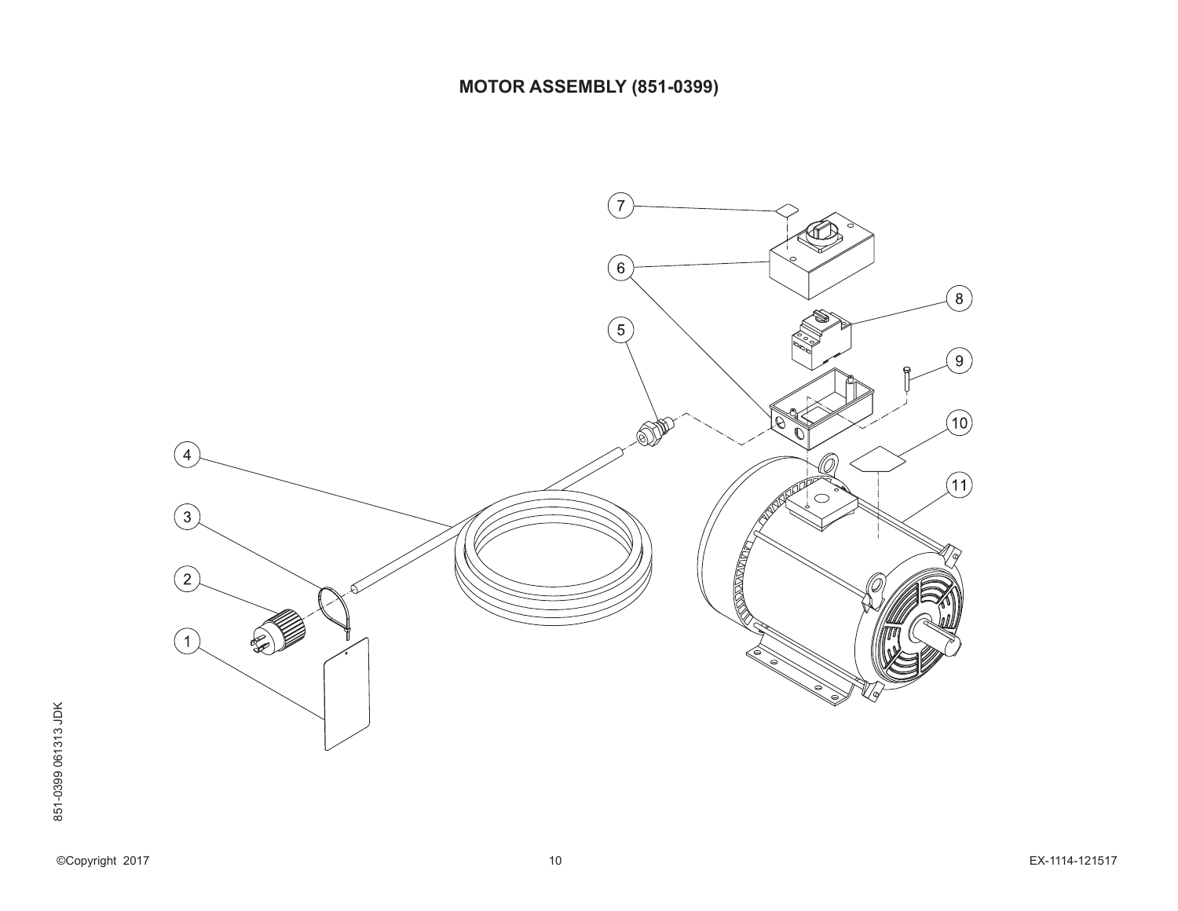# MOTOR ASSEMBLY (851-0399)

7

6

8

5

9

10

4

11

3

2

1

851-0399 061313 JDK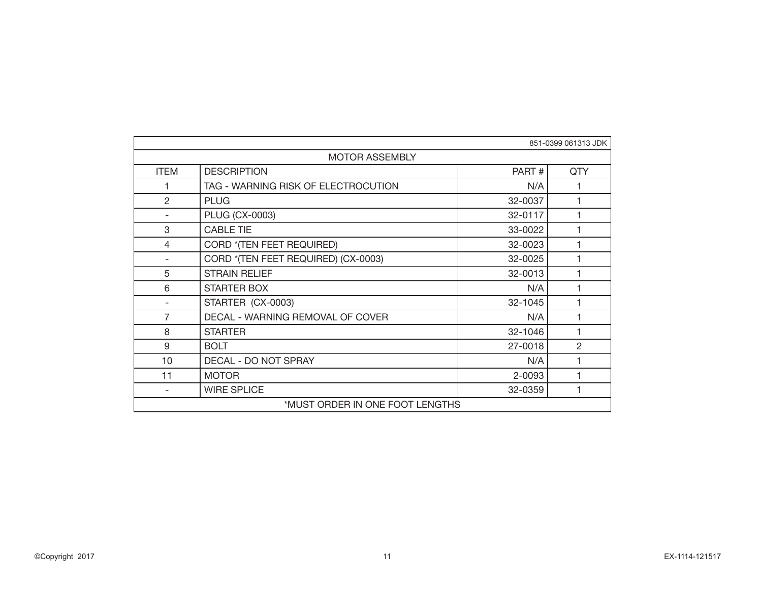| 851-0399 061313 JDK | | | |
|---|---|---|---|
| MOTOR ASSEMBLY | | | |
| ITEM | DESCRIPTION | PART # | QTY |
| 1 | TAG - WARNING RISK OF ELECTROCUTION | N/A | 1 |
| 2 | PLUG | 32-0037 | 1 |
| - | PLUG (CX-0003) | 32-0117 | 1 |
| 3 | CABLE TIE | 33-0022 | 1 |
| 4 | CORD *(TEN FEET REQUIRED) | 32-0023 | 1 |
| - | CORD *(TEN FEET REQUIRED) (CX-0003) | 32-0025 | 1 |
| 5 | STRAIN RELIEF | 32-0013 | 1 |
| 6 | STARTER BOX | N/A | 1 |
| - | STARTER (CX-0003) | 32-1045 | 1 |
| 7 | DECAL - WARNING REMOVAL OF COVER | N/A | 1 |
| 8 | STARTER | 32-1046 | 1 |
| 9 | BOLT | 27-0018 | 2 |
| 10 | DECAL - DO NOT SPRAY | N/A | 1 |
| 11 | MOTOR | 2-0093 | 1 |
| - | WIRE SPLICE | 32-0359 | 1 |
| *MUST ORDER IN ONE FOOT LENGTHS | | | |

©Copyright 2017

EX-1114-121517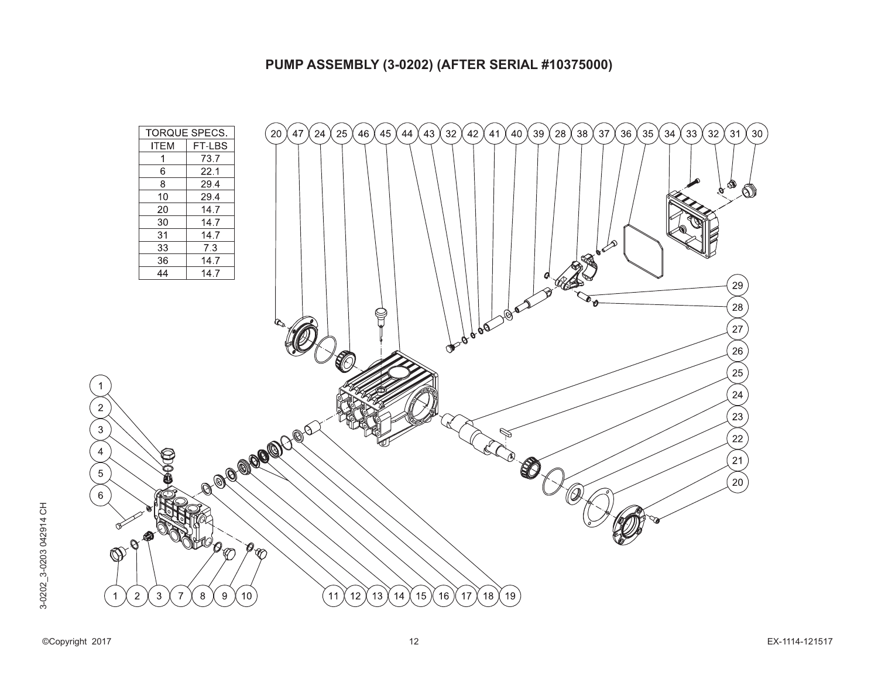# PUMP ASSEMBLY (3-0202) (AFTER SERIAL #10375000)

| TORQUE SPECS. | |
|---|---|
| ITEM | FT-LBS |
| 1 | 73.7 |
| 6 | 22.1 |
| 8 | 29.4 |
| 10 | 29.4 |
| 20 | 14.7 |
| 30 | 14.7 |
| 31 | 14.7 |
| 33 | 7.3 |
| 36 | 14.7 |
| 44 | 14.7 |

3-0202_3-0203 042914 CH

©Copyright 2017

EX-1114-121517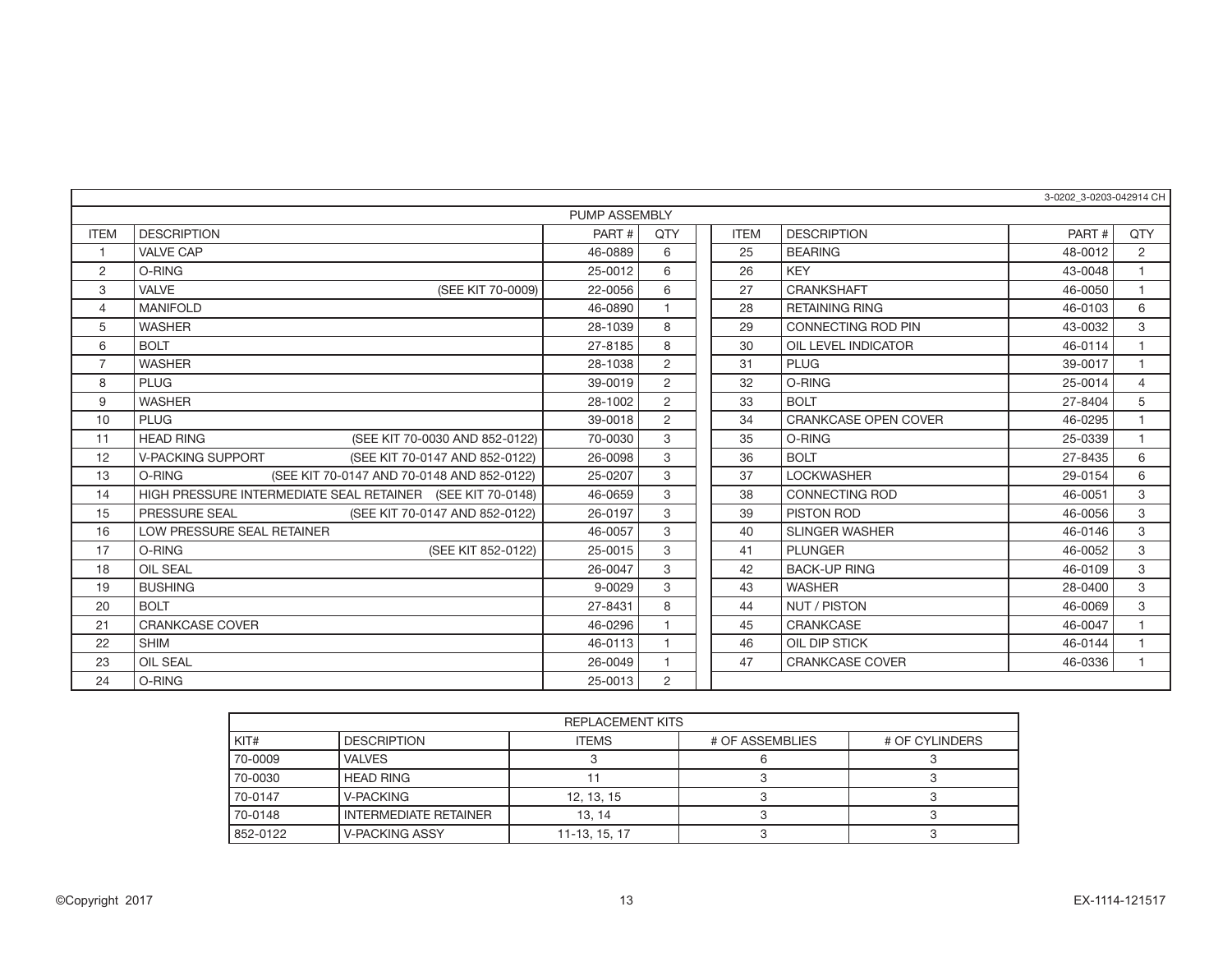3-0202_3-0203-042914 CH

## PUMP ASSEMBLY

| ITEM | DESCRIPTION | PART # | QTY | ITEM | DESCRIPTION | PART # | QTY |
|---|---|---|---|---|---|---|---|
| 1 | VALVE CAP | 46-0889 | 6 | 25 | BEARING | 48-0012 | 2 |
| 2 | O-RING | 25-0012 | 6 | 26 | KEY | 43-0048 | 1 |
| 3 | VALVE (SEE KIT 70-0009) | 22-0056 | 6 | 27 | CRANKSHAFT | 46-0050 | 1 |
| 4 | MANIFOLD | 46-0890 | 1 | 28 | RETAINING RING | 46-0103 | 6 |
| 5 | WASHER | 28-1039 | 8 | 29 | CONNECTING ROD PIN | 43-0032 | 3 |
| 6 | BOLT | 27-8185 | 8 | 30 | OIL LEVEL INDICATOR | 46-0114 | 1 |
| 7 | WASHER | 28-1038 | 2 | 31 | PLUG | 39-0017 | 1 |
| 8 | PLUG | 39-0019 | 2 | 32 | O-RING | 25-0014 | 4 |
| 9 | WASHER | 28-1002 | 2 | 33 | BOLT | 27-8404 | 5 |
| 10 | PLUG | 39-0018 | 2 | 34 | CRANKCASE OPEN COVER | 46-0295 | 1 |
| 11 | HEAD RING (SEE KIT 70-0030 AND 852-0122) | 70-0030 | 3 | 35 | O-RING | 25-0339 | 1 |
| 12 | V-PACKING SUPPORT (SEE KIT 70-0147 AND 852-0122) | 26-0098 | 3 | 36 | BOLT | 27-8435 | 6 |
| 13 | O-RING (SEE KIT 70-0147 AND 70-0148 AND 852-0122) | 25-0207 | 3 | 37 | LOCKWASHER | 29-0154 | 6 |
| 14 | HIGH PRESSURE INTERMEDIATE SEAL RETAINER (SEE KIT 70-0148) | 46-0659 | 3 | 38 | CONNECTING ROD | 46-0051 | 3 |
| 15 | PRESSURE SEAL (SEE KIT 70-0147 AND 852-0122) | 26-0197 | 3 | 39 | PISTON ROD | 46-0056 | 3 |
| 16 | LOW PRESSURE SEAL RETAINER | 46-0057 | 3 | 40 | SLINGER WASHER | 46-0146 | 3 |
| 17 | O-RING (SEE KIT 852-0122) | 25-0015 | 3 | 41 | PLUNGER | 46-0052 | 3 |
| 18 | OIL SEAL | 26-0047 | 3 | 42 | BACK-UP RING | 46-0109 | 3 |
| 19 | BUSHING | 9-0029 | 3 | 43 | WASHER | 28-0400 | 3 |
| 20 | BOLT | 27-8431 | 8 | 44 | NUT / PISTON | 46-0069 | 3 |
| 21 | CRANKCASE COVER | 46-0296 | 1 | 45 | CRANKCASE | 46-0047 | 1 |
| 22 | SHIM | 46-0113 | 1 | 46 | OIL DIP STICK | 46-0144 | 1 |
| 23 | OIL SEAL | 26-0049 | 1 | 47 | CRANKCASE COVER | 46-0336 | 1 |
| 24 | O-RING | 25-0013 | 2 | | | | |

## REPLACEMENT KITS

| KIT# | DESCRIPTION | ITEMS | # OF ASSEMBLIES | # OF CYLINDERS |
|---|---|---|---|---|
| 70-0009 | VALVES | 3 | 6 | 3 |
| 70-0030 | HEAD RING | 11 | 3 | 3 |
| 70-0147 | V-PACKING | 12, 13, 15 | 3 | 3 |
| 70-0148 | INTERMEDIATE RETAINER | 13, 14 | 3 | 3 |
| 852-0122 | V-PACKING ASSY | 11-13, 15, 17 | 3 | 3 |

©Copyright 2017 EX-1114-121517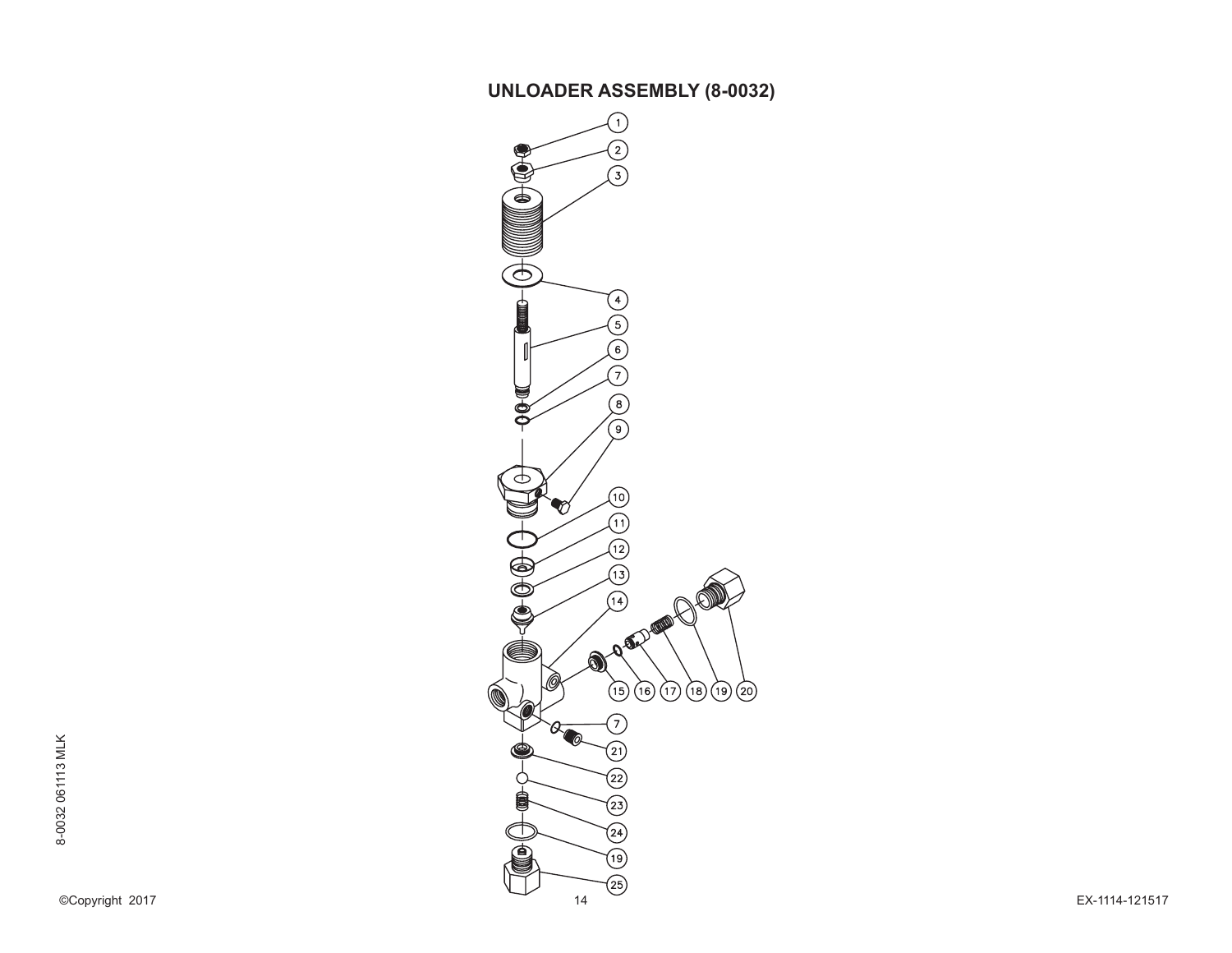# UNLOADER ASSEMBLY (8-0032)

1
2
3
4
5
6
7
8
9
10
11
12
13
14
15 16 17 18 19 20
7
21
22
23
24
19
25

8-0032 061113 MLK

©Copyright 2017

EX-1114-121517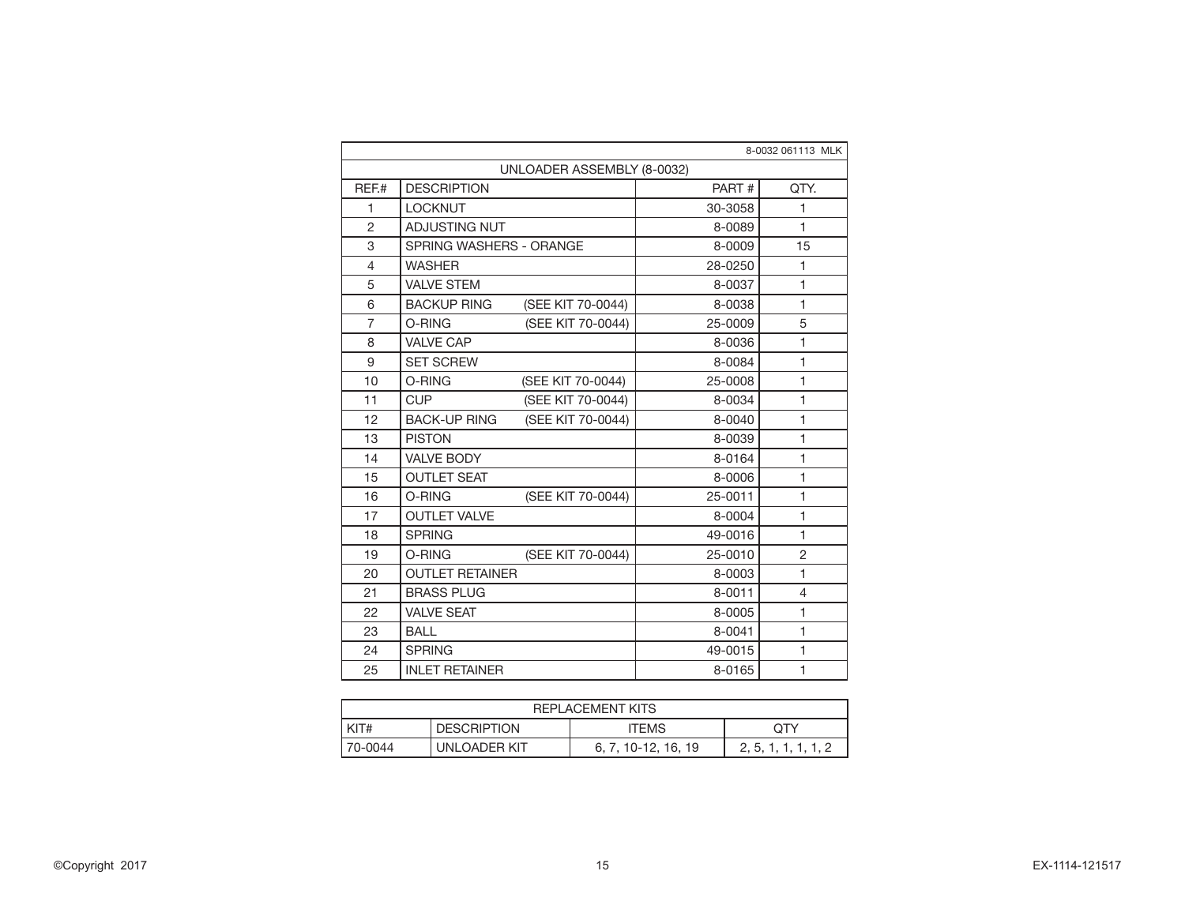8-0032 061113 MLK

## UNLOADER ASSEMBLY (8-0032)

| REF.# | DESCRIPTION | PART # | QTY. |
|---|---|---|---|
| 1 | LOCKNUT | 30-3058 | 1 |
| 2 | ADJUSTING NUT | 8-0089 | 1 |
| 3 | SPRING WASHERS - ORANGE | 8-0009 | 15 |
| 4 | WASHER | 28-0250 | 1 |
| 5 | VALVE STEM | 8-0037 | 1 |
| 6 | BACKUP RING (SEE KIT 70-0044) | 8-0038 | 1 |
| 7 | O-RING (SEE KIT 70-0044) | 25-0009 | 5 |
| 8 | VALVE CAP | 8-0036 | 1 |
| 9 | SET SCREW | 8-0084 | 1 |
| 10 | O-RING (SEE KIT 70-0044) | 25-0008 | 1 |
| 11 | CUP (SEE KIT 70-0044) | 8-0034 | 1 |
| 12 | BACK-UP RING (SEE KIT 70-0044) | 8-0040 | 1 |
| 13 | PISTON | 8-0039 | 1 |
| 14 | VALVE BODY | 8-0164 | 1 |
| 15 | OUTLET SEAT | 8-0006 | 1 |
| 16 | O-RING (SEE KIT 70-0044) | 25-0011 | 1 |
| 17 | OUTLET VALVE | 8-0004 | 1 |
| 18 | SPRING | 49-0016 | 1 |
| 19 | O-RING (SEE KIT 70-0044) | 25-0010 | 2 |
| 20 | OUTLET RETAINER | 8-0003 | 1 |
| 21 | BRASS PLUG | 8-0011 | 4 |
| 22 | VALVE SEAT | 8-0005 | 1 |
| 23 | BALL | 8-0041 | 1 |
| 24 | SPRING | 49-0015 | 1 |
| 25 | INLET RETAINER | 8-0165 | 1 |

## REPLACEMENT KITS

| KIT# | DESCRIPTION | ITEMS | QTY |
|---|---|---|---|
| 70-0044 | UNLOADER KIT | 6, 7, 10-12, 16, 19 | 2, 5, 1, 1, 1, 1, 2 |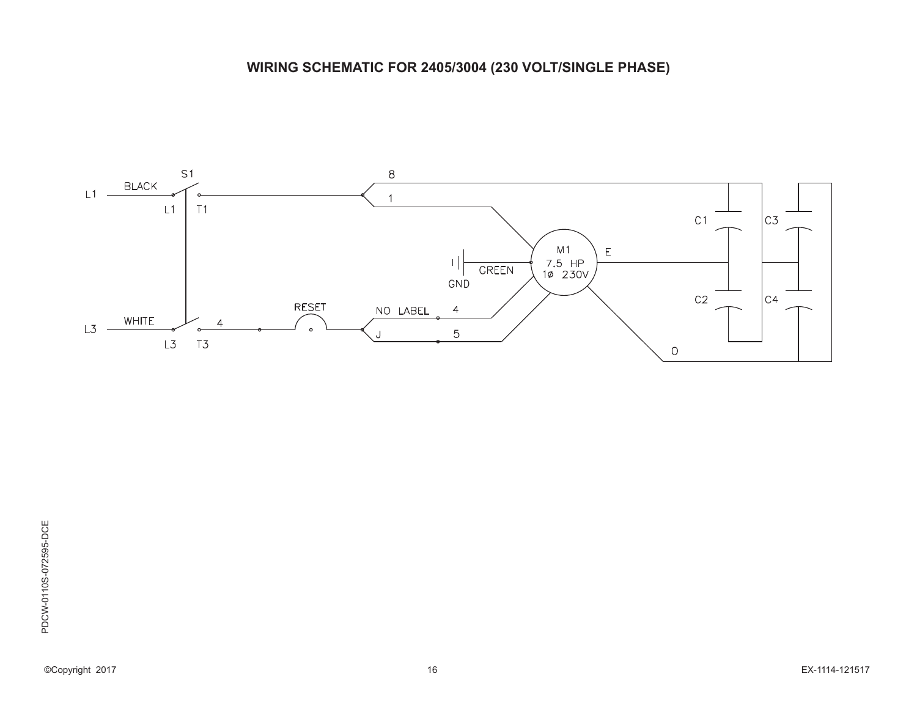# WIRING SCHEMATIC FOR 2405/3004 (230 VOLT/SINGLE PHASE)

L1 BLACK S1 L1 T1 8 1

M1 7.5 HP 1Ø 230V E

C1 C3

GREEN GND

C2 C4

L3 WHITE L3 T3 4 RESET NO LABEL 4 J 5 O

PDCW-0110S-072595-DCE

©Copyright 2017

EX-1114-121517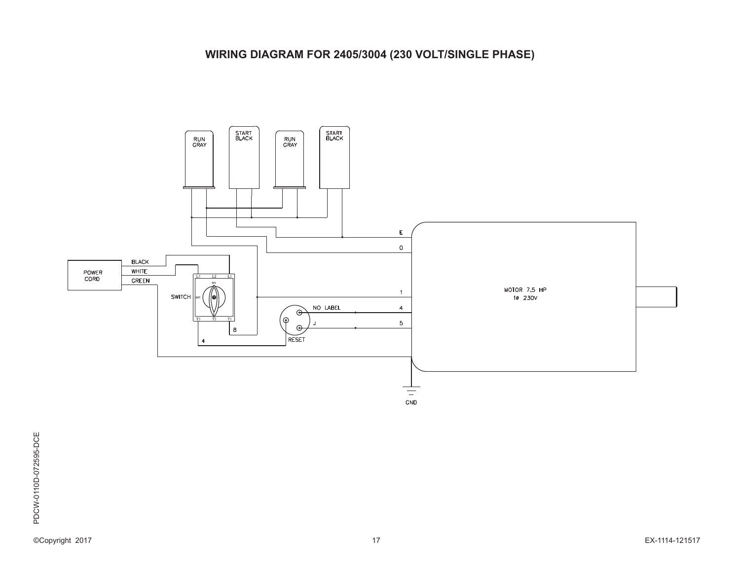# WIRING DIAGRAM FOR 2405/3004 (230 VOLT/SINGLE PHASE)

RUN GRAY

START BLACK

RUN GRAY

START BLACK

E

0

POWER CORD

BLACK

WHITE

GREEN

L3 L2 L1

ON

SWITCH OFF

T3 T2 T1

8

4

1

NO LABEL 4

J 5

RESET

MOTOR 7.5 HP
1ø 230V

GND

PDCW-0110D-072595-DCE

©Copyright 2017

EX-1114-121517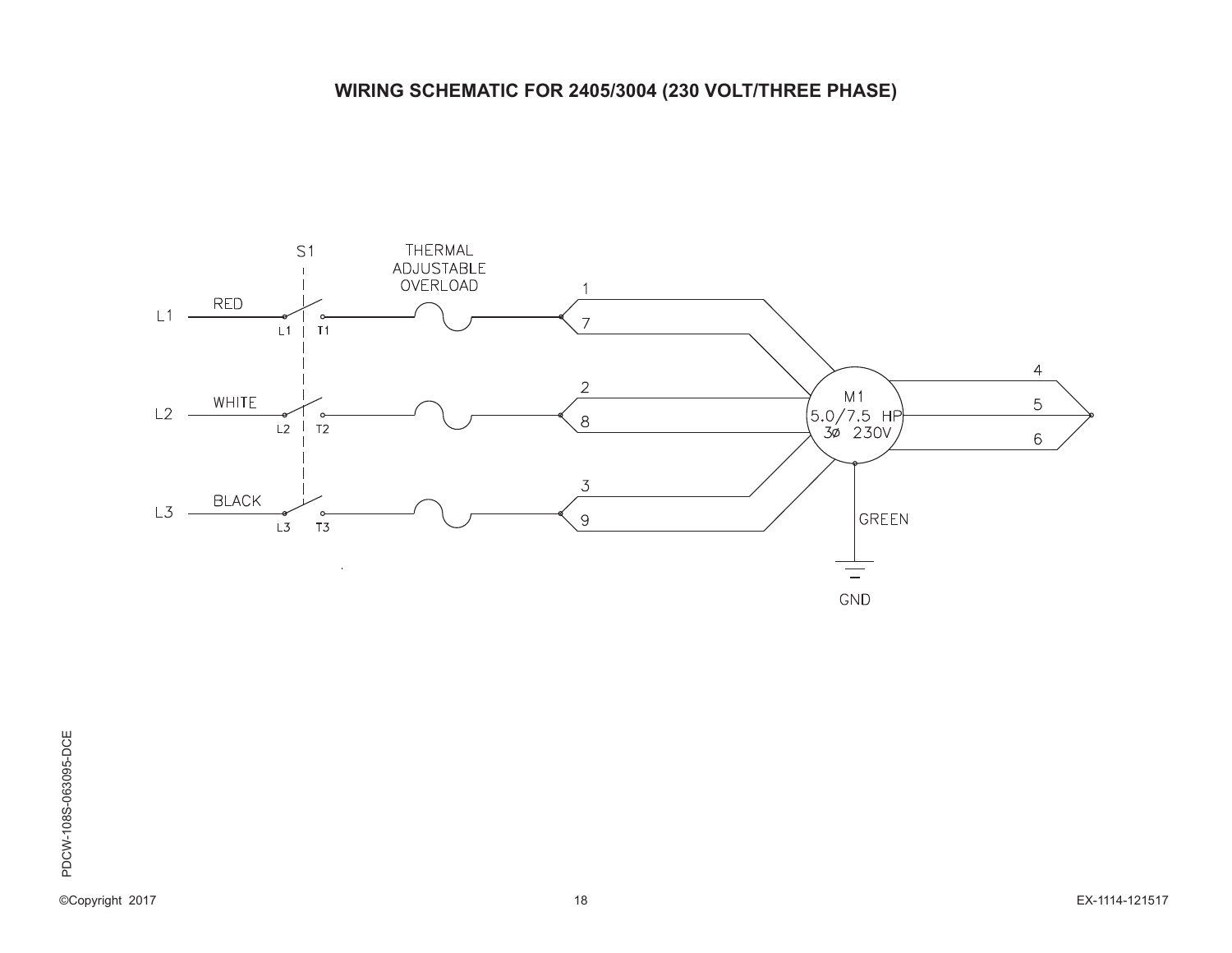# WIRING SCHEMATIC FOR 2405/3004 (230 VOLT/THREE PHASE)

S1

THERMAL ADJUSTABLE OVERLOAD

L1 RED L1 T1

L2 WHITE L2 T2

L3 BLACK L3 T3

1 7

2 8

3 9

M1 5.0/7.5 HP 3ø 230V

4 5 6

GREEN

GND

PDCW-108S-063095-DCE

©Copyright 2017

EX-1114-121517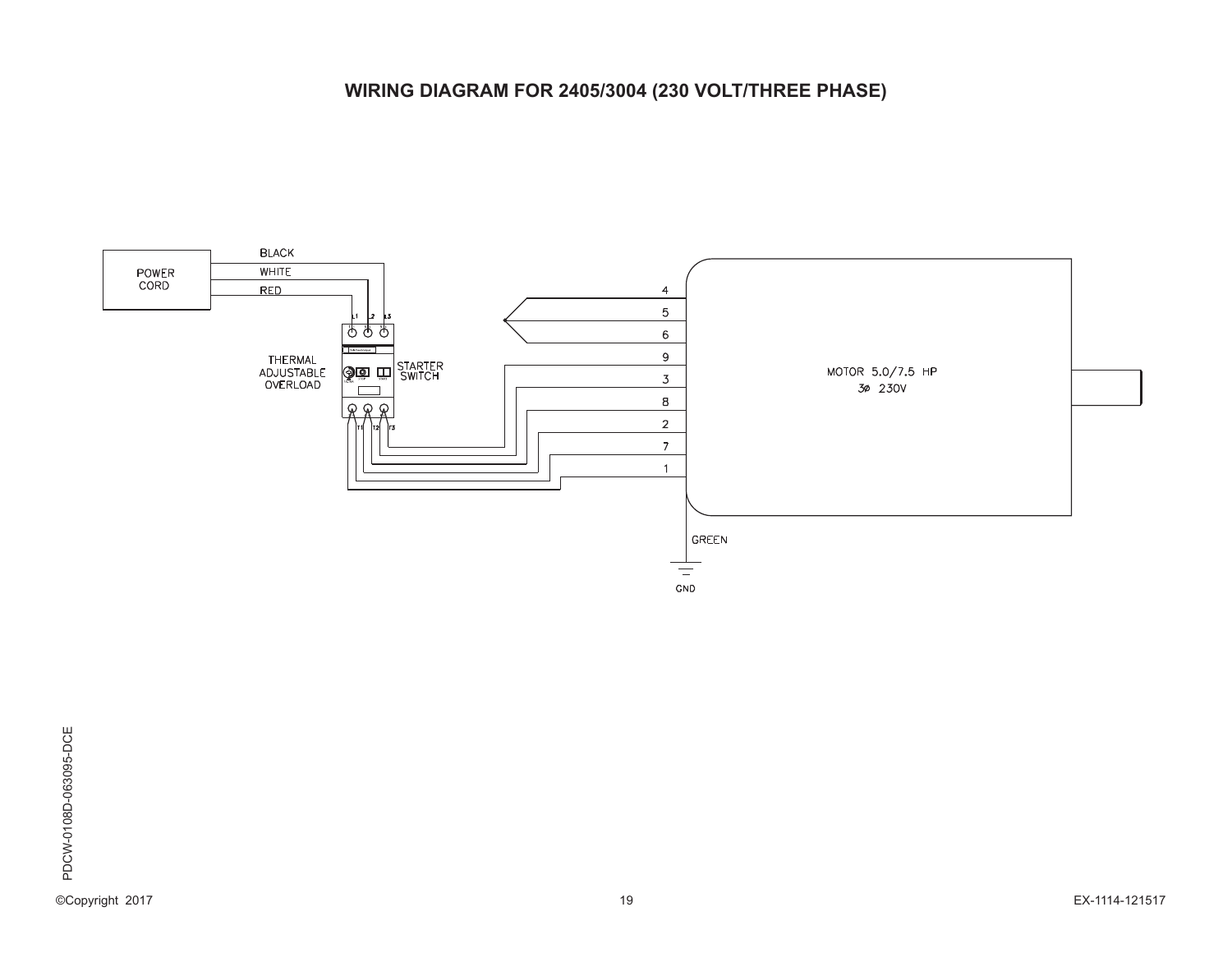# WIRING DIAGRAM FOR 2405/3004 (230 VOLT/THREE PHASE)

POWER CORD

BLACK

WHITE

RED

L1 L2 L3

THERMAL ADJUSTABLE OVERLOAD

STARTER SWITCH

T1 T2 T3

4

5

6

9

3

8

2

7

1

MOTOR 5.0/7.5 HP

3Ø 230V

GREEN

GND

PDCW-0108D-063095-DCE

©Copyright 2017

EX-1114-121517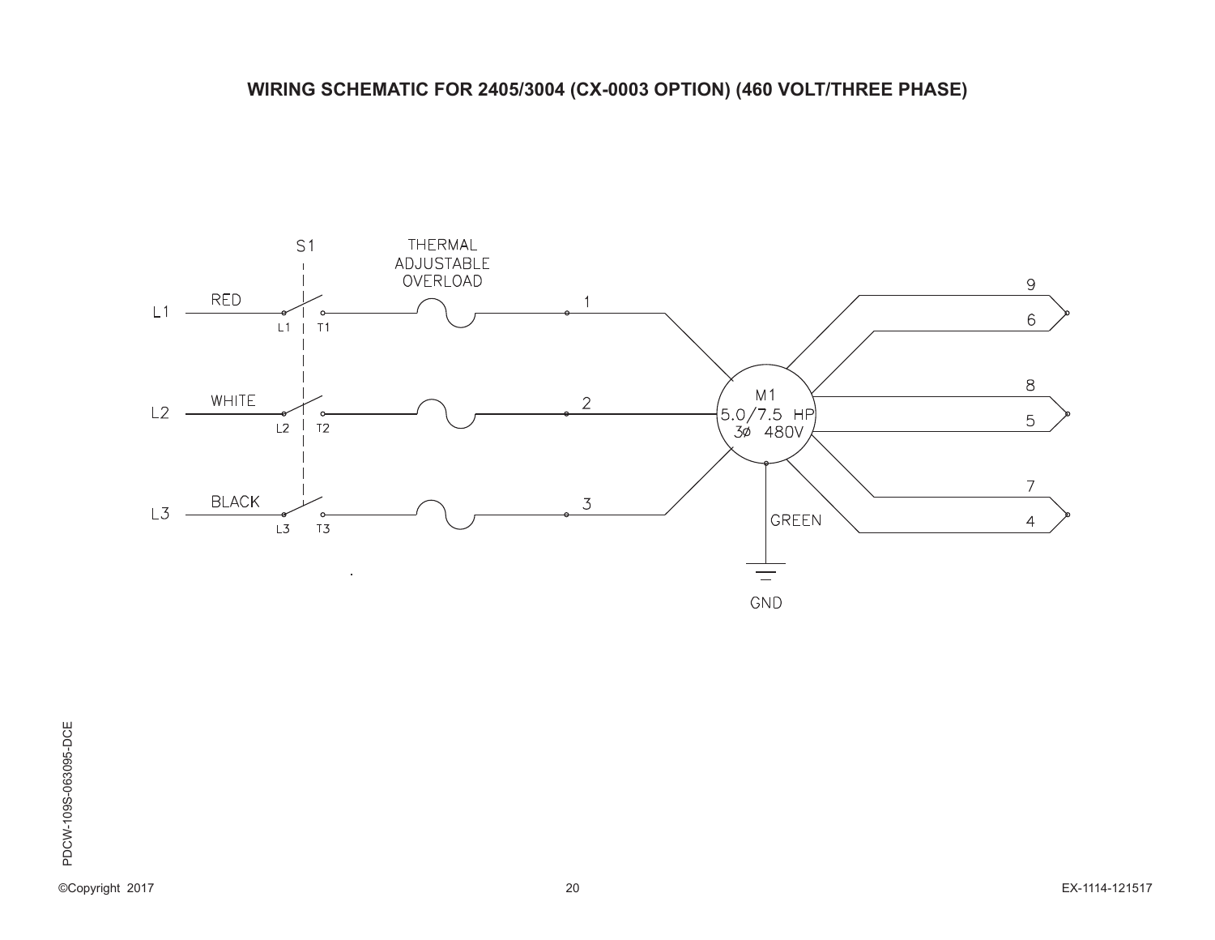**WIRING SCHEMATIC FOR 2405/3004 (CX-0003 OPTION) (460 VOLT/THREE PHASE)**

S1

THERMAL ADJUSTABLE OVERLOAD

L1 RED L1 T1 1

L2 WHITE L2 T2 2

L3 BLACK L3 T3 3

M1 5.0/7.5 HP 3Ø 480V

GREEN

GND

9 6

8 5

7 4

PDCW-109S-063095-DCE

©Copyright 2017

EX-1114-121517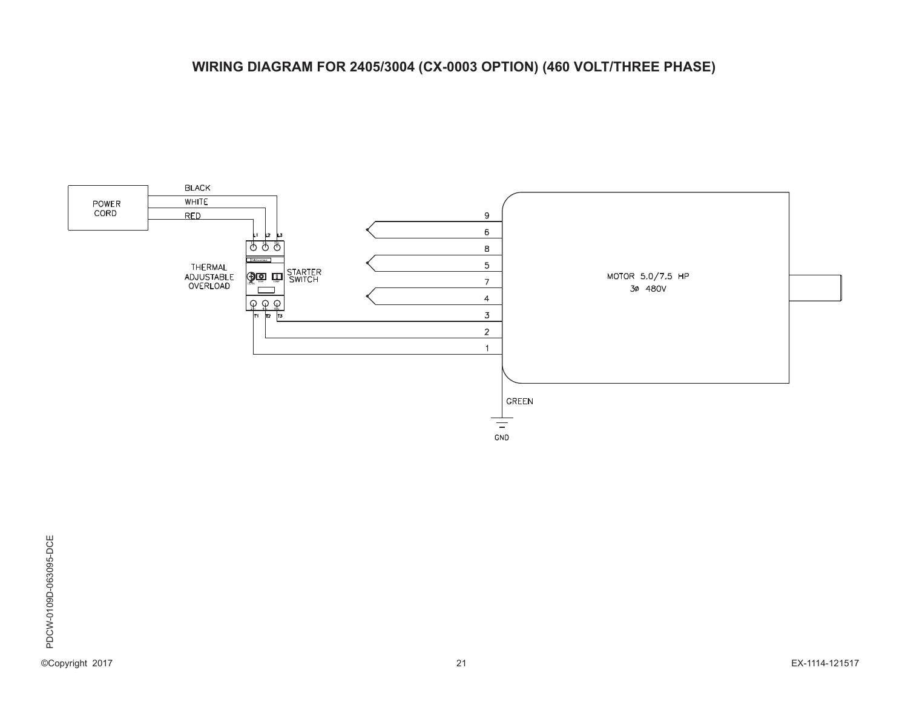# WIRING DIAGRAM FOR 2405/3004 (CX-0003 OPTION) (460 VOLT/THREE PHASE)

POWER CORD

BLACK

WHITE

RED

L1 L2 L3

THERMAL ADJUSTABLE OVERLOAD

STARTER SWITCH

T1 T2 T3

9

6

8

5

7

4

3

2

1

MOTOR 5.0/7.5 HP

3Ø 480V

GREEN

GND

PDCW-0109D-063095-DCE

©Copyright 2017

EX-1114-121517